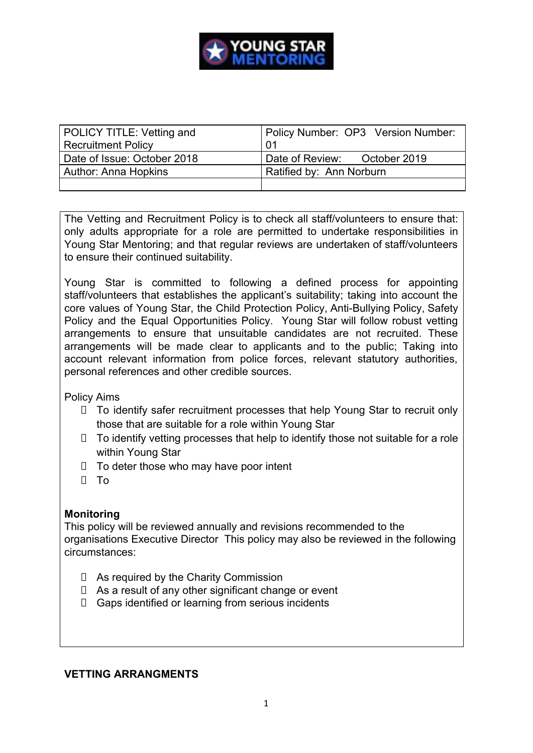| POLICY TITLE: Vetting and Recruitment Policy | Policy Number: OP3 Version Number: 01 |
|---|---|
| Date of Issue: October 2018 | Date of Review: October 2019 |
| Author: Anna Hopkins | Ratified by: Ann Norburn |
| | |

The Vetting and Recruitment Policy is to check all staff/volunteers to ensure that: only adults appropriate for a role are permitted to undertake responsibilities in Young Star Mentoring; and that regular reviews are undertaken of staff/volunteers to ensure their continued suitability.

Young Star is committed to following a defined process for appointing staff/volunteers that establishes the applicant's suitability; taking into account the core values of Young Star, the Child Protection Policy, Anti-Bullying Policy, Safety Policy and the Equal Opportunities Policy. Young Star will follow robust vetting arrangements to ensure that unsuitable candidates are not recruited. These arrangements will be made clear to applicants and to the public; Taking into account relevant information from police forces, relevant statutory authorities, personal references and other credible sources.

Policy Aims

- To identify safer recruitment processes that help Young Star to recruit only those that are suitable for a role within Young Star
- To identify vetting processes that help to identify those not suitable for a role within Young Star
- To deter those who may have poor intent
- To

**Monitoring**

This policy will be reviewed annually and revisions recommended to the organisations Executive Director This policy may also be reviewed in the following circumstances:

- As required by the Charity Commission
- As a result of any other significant change or event
- Gaps identified or learning from serious incidents

**VETTING ARRANGMENTS**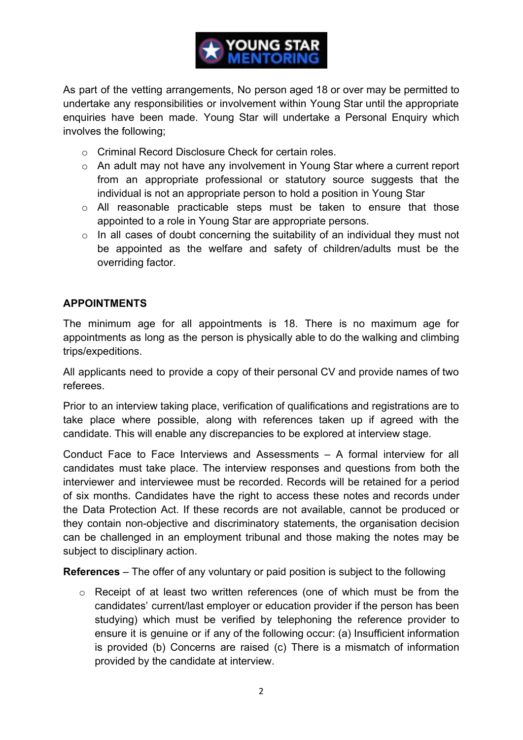As part of the vetting arrangements, No person aged 18 or over may be permitted to undertake any responsibilities or involvement within Young Star until the appropriate enquiries have been made. Young Star will undertake a Personal Enquiry which involves the following;

- Criminal Record Disclosure Check for certain roles.
- An adult may not have any involvement in Young Star where a current report from an appropriate professional or statutory source suggests that the individual is not an appropriate person to hold a position in Young Star
- All reasonable practicable steps must be taken to ensure that those appointed to a role in Young Star are appropriate persons.
- In all cases of doubt concerning the suitability of an individual they must not be appointed as the welfare and safety of children/adults must be the overriding factor.

**APPOINTMENTS**

The minimum age for all appointments is 18. There is no maximum age for appointments as long as the person is physically able to do the walking and climbing trips/expeditions.

All applicants need to provide a copy of their personal CV and provide names of two referees.

Prior to an interview taking place, verification of qualifications and registrations are to take place where possible, along with references taken up if agreed with the candidate. This will enable any discrepancies to be explored at interview stage.

Conduct Face to Face Interviews and Assessments – A formal interview for all candidates must take place. The interview responses and questions from both the interviewer and interviewee must be recorded. Records will be retained for a period of six months. Candidates have the right to access these notes and records under the Data Protection Act. If these records are not available, cannot be produced or they contain non-objective and discriminatory statements, the organisation decision can be challenged in an employment tribunal and those making the notes may be subject to disciplinary action.

**References** – The offer of any voluntary or paid position is subject to the following

- Receipt of at least two written references (one of which must be from the candidates' current/last employer or education provider if the person has been studying) which must be verified by telephoning the reference provider to ensure it is genuine or if any of the following occur: (a) Insufficient information is provided (b) Concerns are raised (c) There is a mismatch of information provided by the candidate at interview.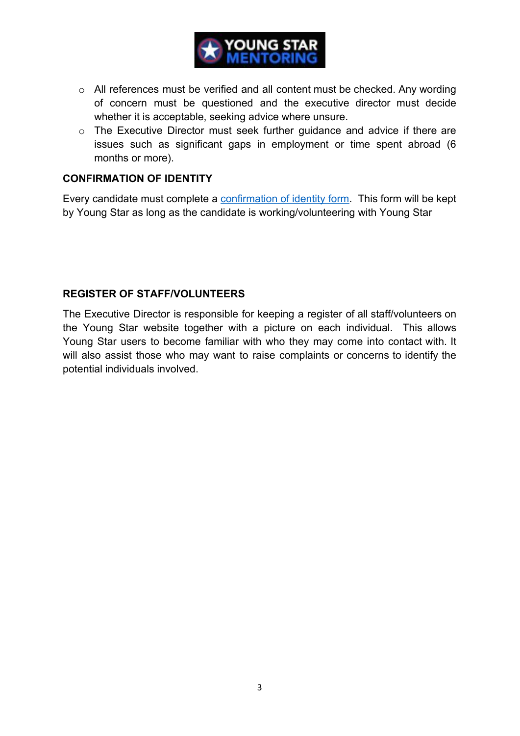- All references must be verified and all content must be checked. Any wording of concern must be questioned and the executive director must decide whether it is acceptable, seeking advice where unsure.
- The Executive Director must seek further guidance and advice if there are issues such as significant gaps in employment or time spent abroad (6 months or more).

**CONFIRMATION OF IDENTITY**

Every candidate must complete a confirmation of identity form. This form will be kept by Young Star as long as the candidate is working/volunteering with Young Star

**REGISTER OF STAFF/VOLUNTEERS**

The Executive Director is responsible for keeping a register of all staff/volunteers on the Young Star website together with a picture on each individual. This allows Young Star users to become familiar with who they may come into contact with. It will also assist those who may want to raise complaints or concerns to identify the potential individuals involved.